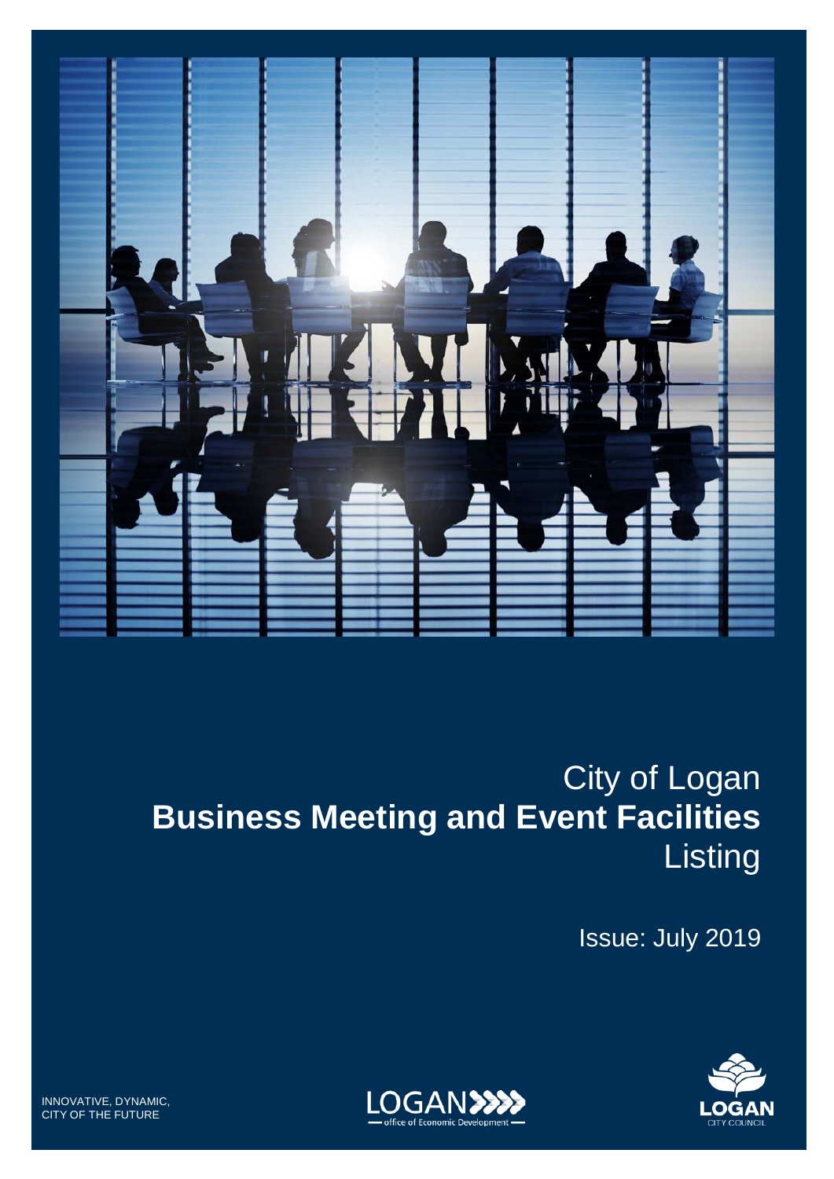# City of Logan
# **Business Meeting and Event Facilities** Listing

Issue: July 2019

INNOVATIVE, DYNAMIC, CITY OF THE FUTURE

LOGAN office of Economic Development

LOGAN CITY COUNCIL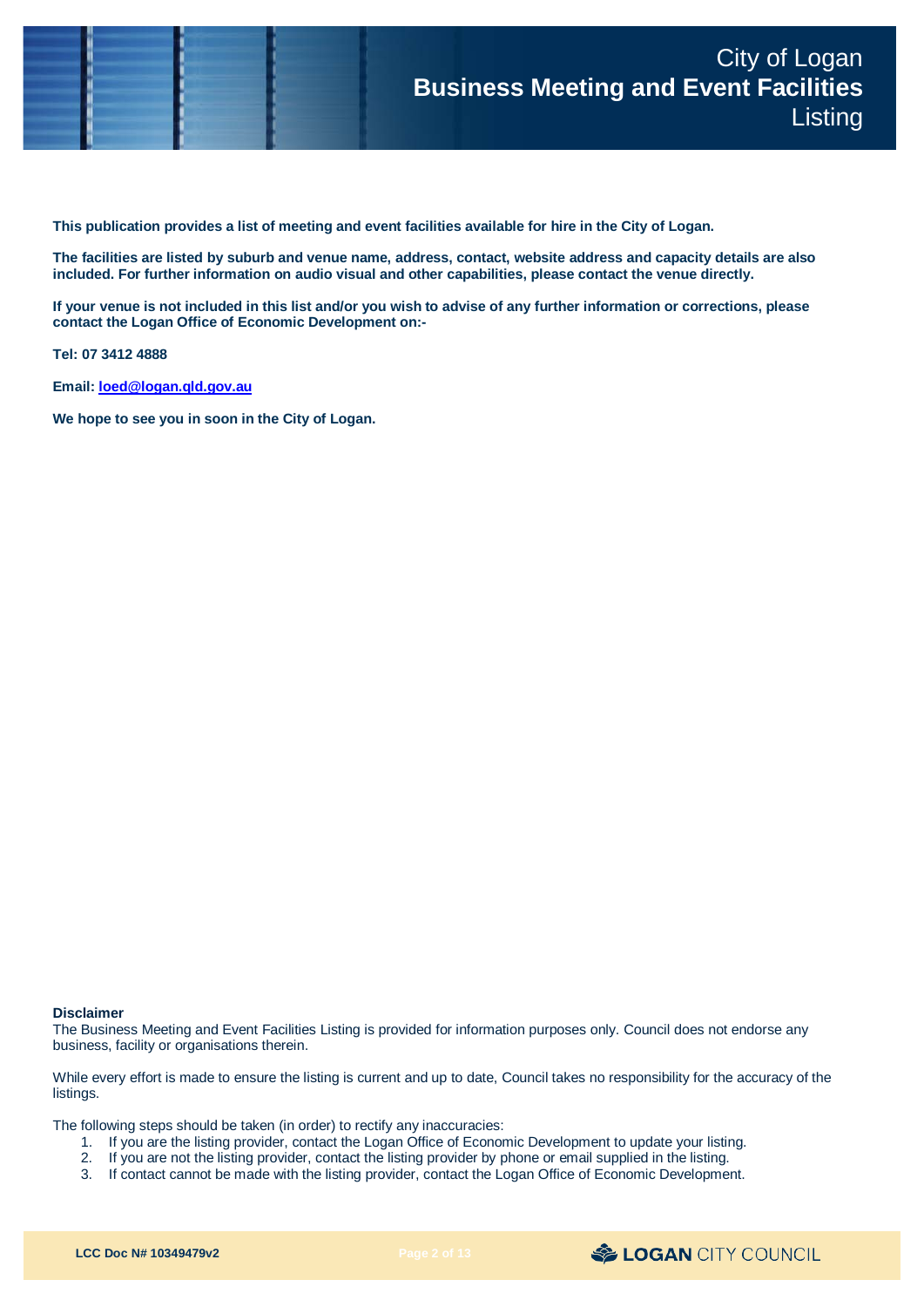# City of Logan **Business Meeting and Event Facilities** Listing

**This publication provides a list of meeting and event facilities available for hire in the City of Logan.**

**The facilities are listed by suburb and venue name, address, contact, website address and capacity details are also included. For further information on audio visual and other capabilities, please contact the venue directly.**

**If your venue is not included in this list and/or you wish to advise of any further information or corrections, please contact the Logan Office of Economic Development on:-**

**Tel: 07 3412 4888**

**Email: loed@logan.qld.gov.au**

**We hope to see you in soon in the City of Logan.**

**Disclaimer**

The Business Meeting and Event Facilities Listing is provided for information purposes only. Council does not endorse any business, facility or organisations therein.

While every effort is made to ensure the listing is current and up to date, Council takes no responsibility for the accuracy of the listings.

The following steps should be taken (in order) to rectify any inaccuracies:

1. If you are the listing provider, contact the Logan Office of Economic Development to update your listing.
2. If you are not the listing provider, contact the listing provider by phone or email supplied in the listing.
3. If contact cannot be made with the listing provider, contact the Logan Office of Economic Development.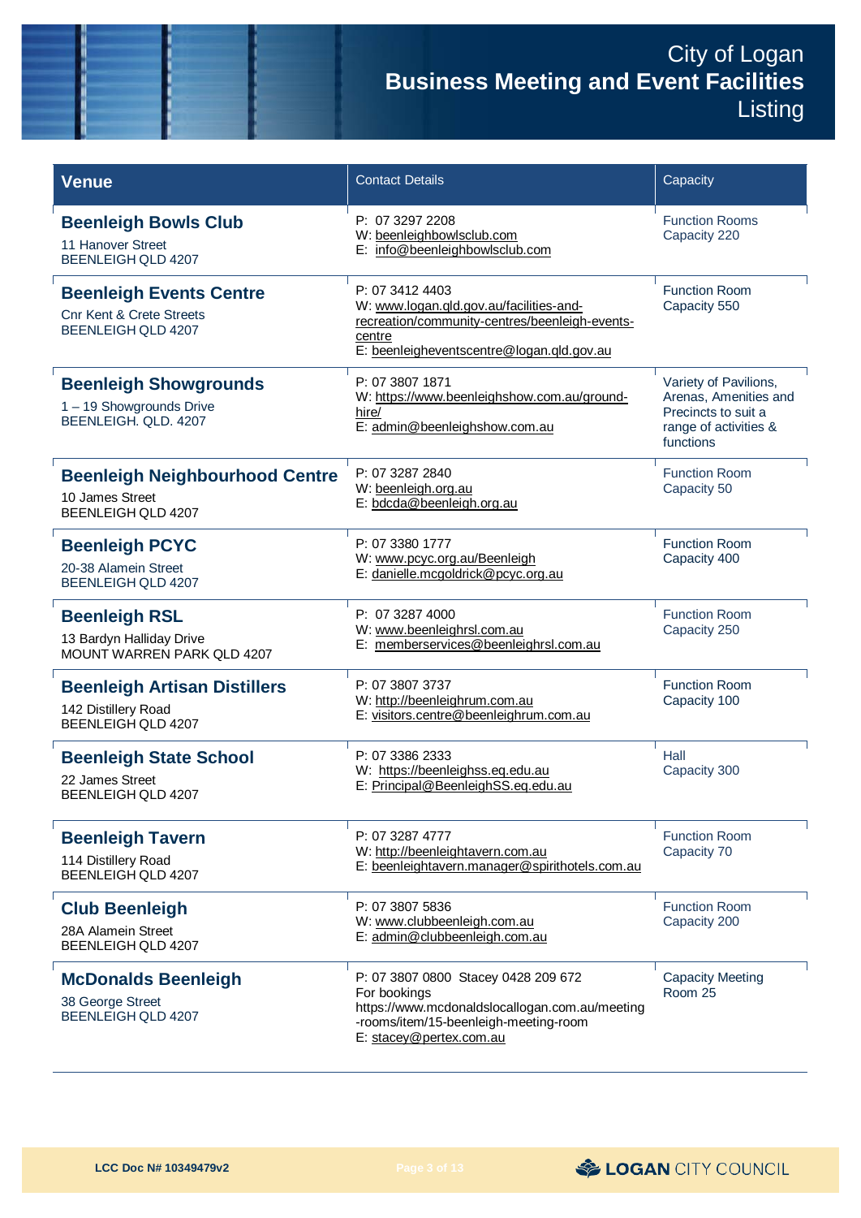# City of Logan **Business Meeting and Event Facilities** Listing

| Venue | Contact Details | Capacity |
|---|---|---|
| **Beenleigh Bowls Club**<br>11 Hanover Street<br>BEENLEIGH QLD 4207 | P: 07 3297 2208<br>W: beenleighbowlsclub.com<br>E: info@beenleighbowlsclub.com | Function Rooms<br>Capacity 220 |
| **Beenleigh Events Centre**<br>Cnr Kent & Crete Streets<br>BEENLEIGH QLD 4207 | P: 07 3412 4403<br>W: www.logan.qld.gov.au/facilities-and-recreation/community-centres/beenleigh-events-centre<br>E: beenleigheventscentre@logan.qld.gov.au | Function Room<br>Capacity 550 |
| **Beenleigh Showgrounds**<br>1 – 19 Showgrounds Drive<br>BEENLEIGH. QLD. 4207 | P: 07 3807 1871<br>W: https://www.beenleighshow.com.au/ground-hire/<br>E: admin@beenleighshow.com.au | Variety of Pavilions, Arenas, Amenities and Precincts to suit a range of activities & functions |
| **Beenleigh Neighbourhood Centre**<br>10 James Street<br>BEENLEIGH QLD 4207 | P: 07 3287 2840<br>W: beenleigh.org.au<br>E: bdcda@beenleigh.org.au | Function Room<br>Capacity 50 |
| **Beenleigh PCYC**<br>20-38 Alamein Street<br>BEENLEIGH QLD 4207 | P: 07 3380 1777<br>W: www.pcyc.org.au/Beenleigh<br>E: danielle.mcgoldrick@pcyc.org.au | Function Room<br>Capacity 400 |
| **Beenleigh RSL**<br>13 Bardyn Halliday Drive<br>MOUNT WARREN PARK QLD 4207 | P: 07 3287 4000<br>W: www.beenleighrsl.com.au<br>E: memberservices@beenleighrsl.com.au | Function Room<br>Capacity 250 |
| **Beenleigh Artisan Distillers**<br>142 Distillery Road<br>BEENLEIGH QLD 4207 | P: 07 3807 3737<br>W: http://beenleighrum.com.au<br>E: visitors.centre@beenleighrum.com.au | Function Room<br>Capacity 100 |
| **Beenleigh State School**<br>22 James Street<br>BEENLEIGH QLD 4207 | P: 07 3386 2333<br>W: https://beenleighss.eq.edu.au<br>E: Principal@BeenleighSS.eq.edu.au | Hall<br>Capacity 300 |
| **Beenleigh Tavern**<br>114 Distillery Road<br>BEENLEIGH QLD 4207 | P: 07 3287 4777<br>W: http://beenleightavern.com.au<br>E: beenleightavern.manager@spirithotels.com.au | Function Room<br>Capacity 70 |
| **Club Beenleigh**<br>28A Alamein Street<br>BEENLEIGH QLD 4207 | P: 07 3807 5836<br>W: www.clubbeenleigh.com.au<br>E: admin@clubbeenleigh.com.au | Function Room<br>Capacity 200 |
| **McDonalds Beenleigh**<br>38 George Street<br>BEENLEIGH QLD 4207 | P: 07 3807 0800 Stacey 0428 209 672<br>For bookings<br>https://www.mcdonaldslocallogan.com.au/meeting-rooms/item/15-beenleigh-meeting-room<br>E: stacey@pertex.com.au | Capacity Meeting Room 25 |

LCC Doc # 10349479v2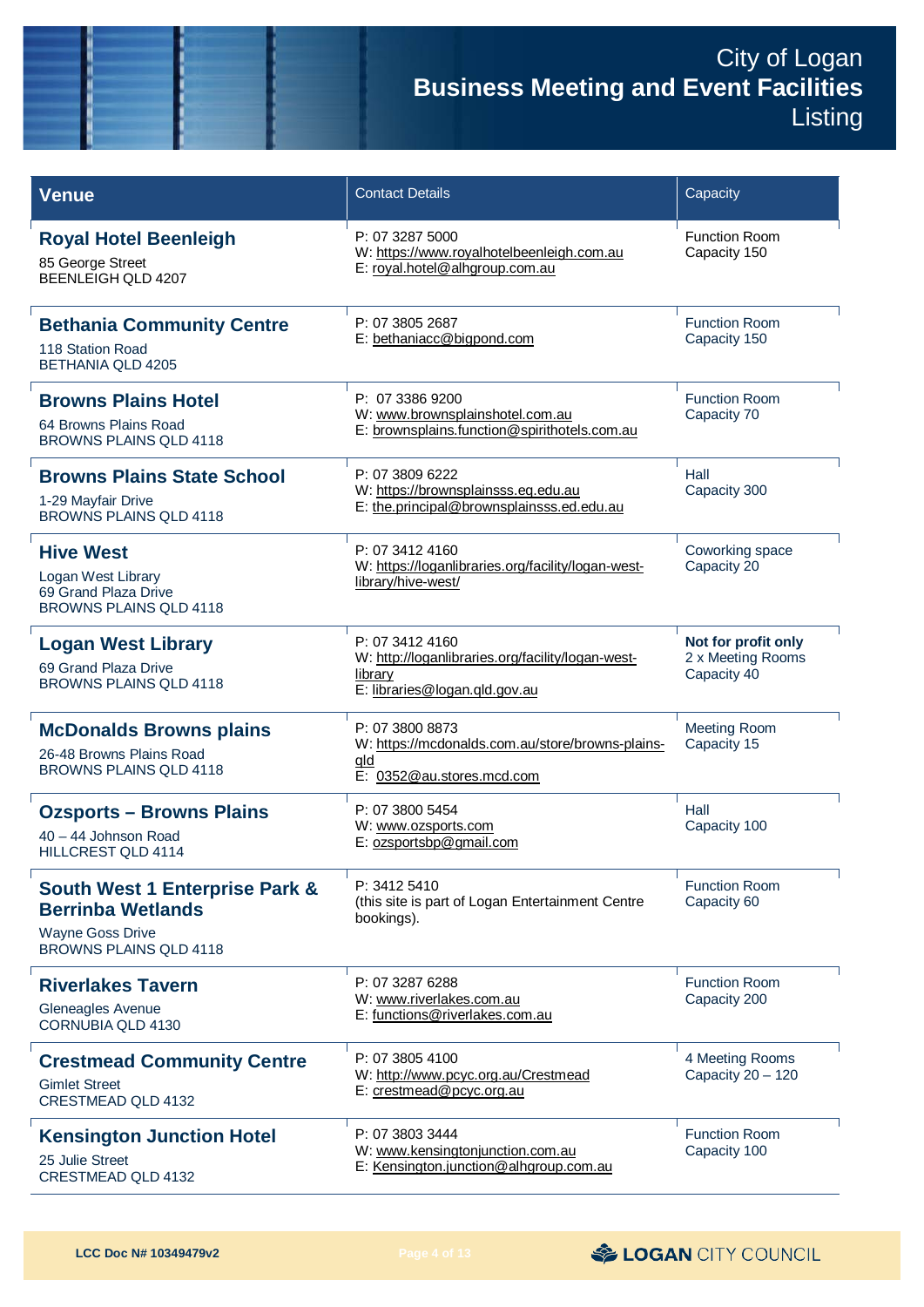# City of Logan
## Business Meeting and Event Facilities Listing

| Venue | Contact Details | Capacity |
|---|---|---|
| **Royal Hotel Beenleigh**<br>85 George Street<br>BEENLEIGH QLD 4207 | P: 07 3287 5000<br>W: https://www.royalhotelbeenleigh.com.au<br>E: royal.hotel@alhgroup.com.au | Function Room<br>Capacity 150 |
| **Bethania Community Centre**<br>118 Station Road<br>BETHANIA QLD 4205 | P: 07 3805 2687<br>E: bethaniacc@bigpond.com | Function Room<br>Capacity 150 |
| **Browns Plains Hotel**<br>64 Browns Plains Road<br>BROWNS PLAINS QLD 4118 | P: 07 3386 9200<br>W: www.brownsplainshotel.com.au<br>E: brownsplains.function@spirithotels.com.au | Function Room<br>Capacity 70 |
| **Browns Plains State School**<br>1-29 Mayfair Drive<br>BROWNS PLAINS QLD 4118 | P: 07 3809 6222<br>W: https://brownsplainsss.eq.edu.au<br>E: the.principal@brownsplainsss.ed.edu.au | Hall<br>Capacity 300 |
| **Hive West**<br>Logan West Library<br>69 Grand Plaza Drive<br>BROWNS PLAINS QLD 4118 | P: 07 3412 4160<br>W: https://loganlibraries.org/facility/logan-west-library/hive-west/ | Coworking space<br>Capacity 20 |
| **Logan West Library**<br>69 Grand Plaza Drive<br>BROWNS PLAINS QLD 4118 | P: 07 3412 4160<br>W: http://loganlibraries.org/facility/logan-west-library<br>E: libraries@logan.qld.gov.au | **Not for profit only**<br>2 x Meeting Rooms<br>Capacity 40 |
| **McDonalds Browns plains**<br>26-48 Browns Plains Road<br>BROWNS PLAINS QLD 4118 | P: 07 3800 8873<br>W: https://mcdonalds.com.au/store/browns-plains-qld<br>E: 0352@au.stores.mcd.com | Meeting Room<br>Capacity 15 |
| **Ozsports – Browns Plains**<br>40 – 44 Johnson Road<br>HILLCREST QLD 4114 | P: 07 3800 5454<br>W: www.ozsports.com<br>E: ozsportsbp@gmail.com | Hall<br>Capacity 100 |
| **South West 1 Enterprise Park & Berrinba Wetlands**<br>Wayne Goss Drive<br>BROWNS PLAINS QLD 4118 | P: 3412 5410<br>(this site is part of Logan Entertainment Centre bookings). | Function Room<br>Capacity 60 |
| **Riverlakes Tavern**<br>Gleneagles Avenue<br>CORNUBIA QLD 4130 | P: 07 3287 6288<br>W: www.riverlakes.com.au<br>E: functions@riverlakes.com.au | Function Room<br>Capacity 200 |
| **Crestmead Community Centre**<br>Gimlet Street<br>CRESTMEAD QLD 4132 | P: 07 3805 4100<br>W: http://www.pcyc.org.au/Crestmead<br>E: crestmead@pcyc.org.au | 4 Meeting Rooms<br>Capacity 20 – 120 |
| **Kensington Junction Hotel**<br>25 Julie Street<br>CRESTMEAD QLD 4132 | P: 07 3803 3444<br>W: www.kensingtonjunction.com.au<br>E: Kensington.junction@alhgroup.com.au | Function Room<br>Capacity 100 |

LCC Doc N# 10349479v2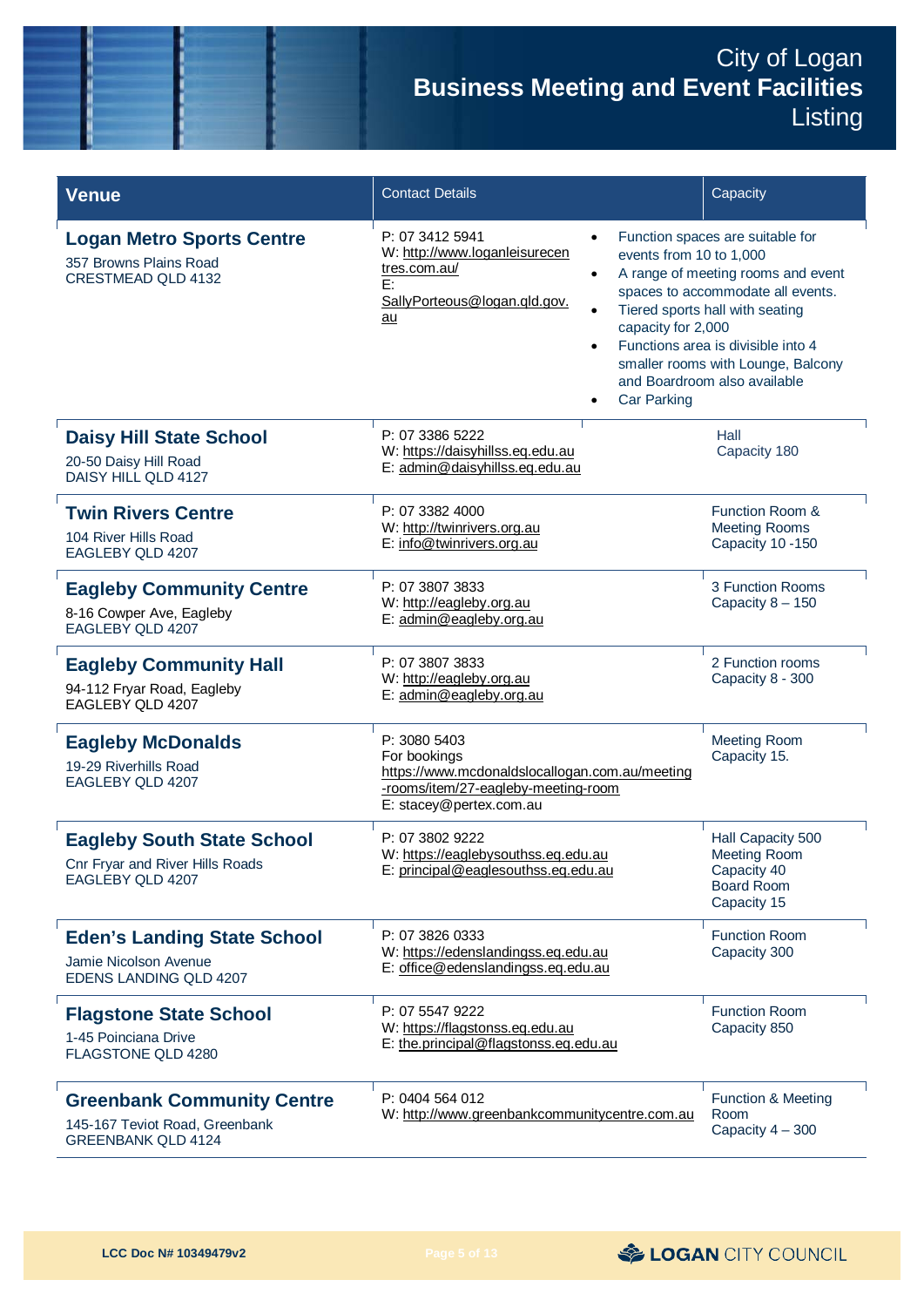| Venue | Contact Details | Capacity |
| --- | --- | --- |
| **Logan Metro Sports Centre**<br>357 Browns Plains Road<br>CRESTMEAD QLD 4132 | P: 07 3412 5941<br>W: http://www.loganleisurecentres.com.au/<br>E: SallyPorteous@logan.qld.gov.au | • Function spaces are suitable for events from 10 to 1,000<br>• A range of meeting rooms and event spaces to accommodate all events.<br>• Tiered sports hall with seating capacity for 2,000<br>• Functions area is divisible into 4 smaller rooms with Lounge, Balcony and Boardroom also available<br>• Car Parking |
| **Daisy Hill State School**<br>20-50 Daisy Hill Road<br>DAISY HILL QLD 4127 | P: 07 3386 5222<br>W: https://daisyhillss.eq.edu.au<br>E: admin@daisyhillss.eq.edu.au | Hall<br>Capacity 180 |
| **Twin Rivers Centre**<br>104 River Hills Road<br>EAGLEBY QLD 4207 | P: 07 3382 4000<br>W: http://twinrivers.org.au<br>E: info@twinrivers.org.au | Function Room & Meeting Rooms<br>Capacity 10 -150 |
| **Eagleby Community Centre**<br>8-16 Cowper Ave, Eagleby<br>EAGLEBY QLD 4207 | P: 07 3807 3833<br>W: http://eagleby.org.au<br>E: admin@eagleby.org.au | 3 Function Rooms<br>Capacity 8 – 150 |
| **Eagleby Community Hall**<br>94-112 Fryar Road, Eagleby<br>EAGLEBY QLD 4207 | P: 07 3807 3833<br>W: http://eagleby.org.au<br>E: admin@eagleby.org.au | 2 Function rooms<br>Capacity 8 - 300 |
| **Eagleby McDonalds**<br>19-29 Riverhills Road<br>EAGLEBY QLD 4207 | P: 3080 5403<br>For bookings<br>https://www.mcdonaldslocallogan.com.au/meeting-rooms/item/27-eagleby-meeting-room<br>E: stacey@pertex.com.au | Meeting Room<br>Capacity 15. |
| **Eagleby South State School**<br>Cnr Fryar and River Hills Roads<br>EAGLEBY QLD 4207 | P: 07 3802 9222<br>W: https://eaglebysouthss.eq.edu.au<br>E: principal@eaglesouthss.eq.edu.au | Hall Capacity 500<br>Meeting Room Capacity 40<br>Board Room Capacity 15 |
| **Eden's Landing State School**<br>Jamie Nicolson Avenue<br>EDENS LANDING QLD 4207 | P: 07 3826 0333<br>W: https://edenslandingss.eq.edu.au<br>E: office@edenslandingss.eq.edu.au | Function Room<br>Capacity 300 |
| **Flagstone State School**<br>1-45 Poinciana Drive<br>FLAGSTONE QLD 4280 | P: 07 5547 9222<br>W: https://flagstonss.eq.edu.au<br>E: the.principal@flagstonss.eq.edu.au | Function Room<br>Capacity 850 |
| **Greenbank Community Centre**<br>145-167 Teviot Road, Greenbank<br>GREENBANK QLD 4124 | P: 0404 564 012<br>W: http://www.greenbankcommunitycentre.com.au | Function & Meeting Room<br>Capacity 4 – 300 |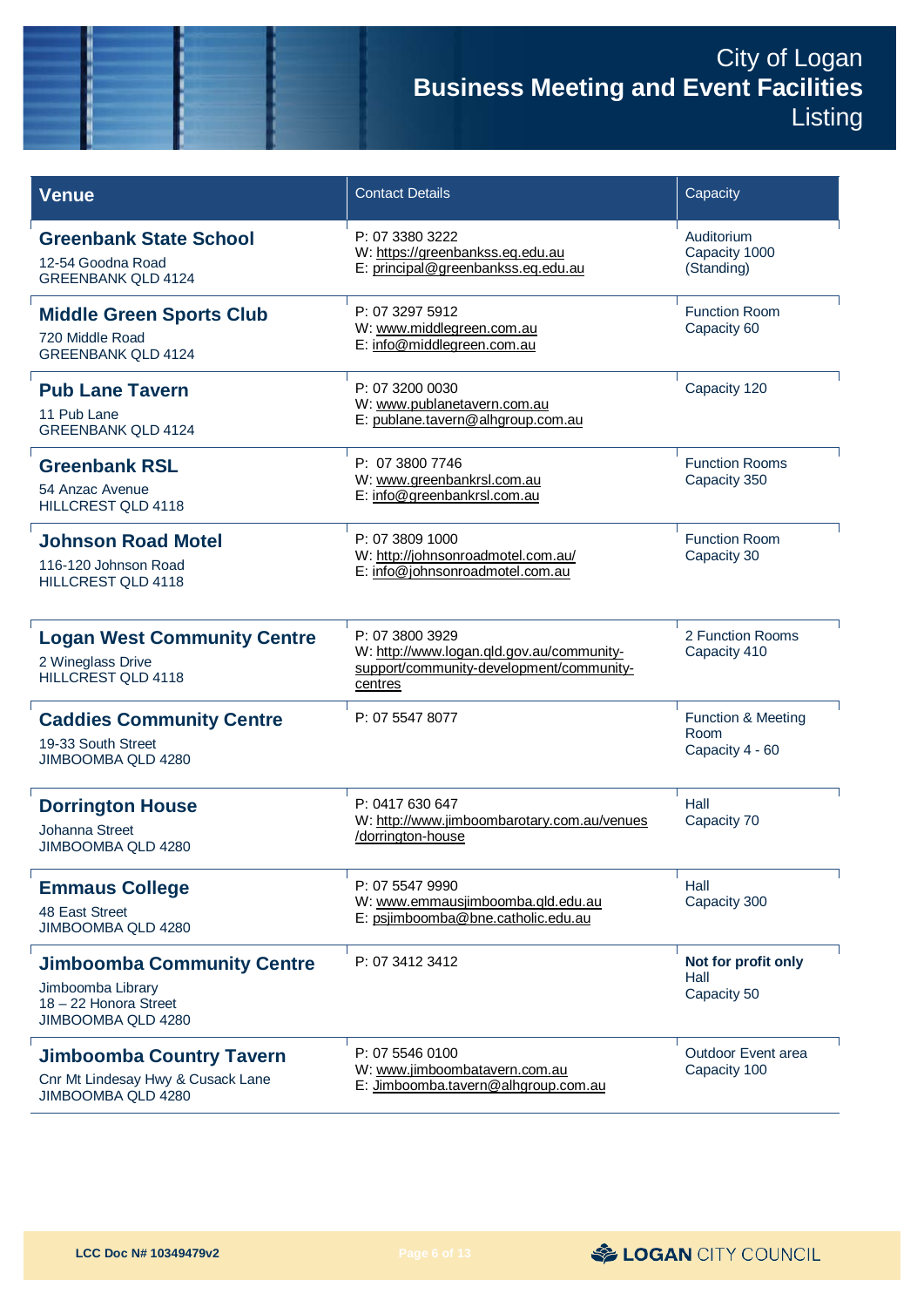| Venue | Contact Details | Capacity |
|---|---|---|
| **Greenbank State School**<br>12-54 Goodna Road<br>GREENBANK QLD 4124 | P: 07 3380 3222<br>W: https://greenbankss.eq.edu.au<br>E: principal@greenbankss.eq.edu.au | Auditorium<br>Capacity 1000<br>(Standing) |
| **Middle Green Sports Club**<br>720 Middle Road<br>GREENBANK QLD 4124 | P: 07 3297 5912<br>W: www.middlegreen.com.au<br>E: info@middlegreen.com.au | Function Room<br>Capacity 60 |
| **Pub Lane Tavern**<br>11 Pub Lane<br>GREENBANK QLD 4124 | P: 07 3200 0030<br>W: www.publanetavern.com.au<br>E: publane.tavern@alhgroup.com.au | Capacity 120 |
| **Greenbank RSL**<br>54 Anzac Avenue<br>HILLCREST QLD 4118 | P: 07 3800 7746<br>W: www.greenbankrsl.com.au<br>E: info@greenbankrsl.com.au | Function Rooms<br>Capacity 350 |
| **Johnson Road Motel**<br>116-120 Johnson Road<br>HILLCREST QLD 4118 | P: 07 3809 1000<br>W: http://johnsonroadmotel.com.au/<br>E: info@johnsonroadmotel.com.au | Function Room<br>Capacity 30 |
| **Logan West Community Centre**<br>2 Wineglass Drive<br>HILLCREST QLD 4118 | P: 07 3800 3929<br>W: http://www.logan.qld.gov.au/community-support/community-development/community-centres | 2 Function Rooms<br>Capacity 410 |
| **Caddies Community Centre**<br>19-33 South Street<br>JIMBOOMBA QLD 4280 | P: 07 5547 8077 | Function & Meeting Room<br>Capacity 4 - 60 |
| **Dorrington House**<br>Johanna Street<br>JIMBOOMBA QLD 4280 | P: 0417 630 647<br>W: http://www.jimboombarotary.com.au/venues/dorrington-house | Hall<br>Capacity 70 |
| **Emmaus College**<br>48 East Street<br>JIMBOOMBA QLD 4280 | P: 07 5547 9990<br>W: www.emmausjimboomba.qld.edu.au<br>E: psjimboomba@bne.catholic.edu.au | Hall<br>Capacity 300 |
| **Jimboomba Community Centre**<br>Jimboomba Library<br>18 – 22 Honora Street<br>JIMBOOMBA QLD 4280 | P: 07 3412 3412 | **Not for profit only**<br>Hall<br>Capacity 50 |
| **Jimboomba Country Tavern**<br>Cnr Mt Lindesay Hwy & Cusack Lane<br>JIMBOOMBA QLD 4280 | P: 07 5546 0100<br>W: www.jimboombatavern.com.au<br>E: Jimboomba.tavern@alhgroup.com.au | Outdoor Event area<br>Capacity 100 |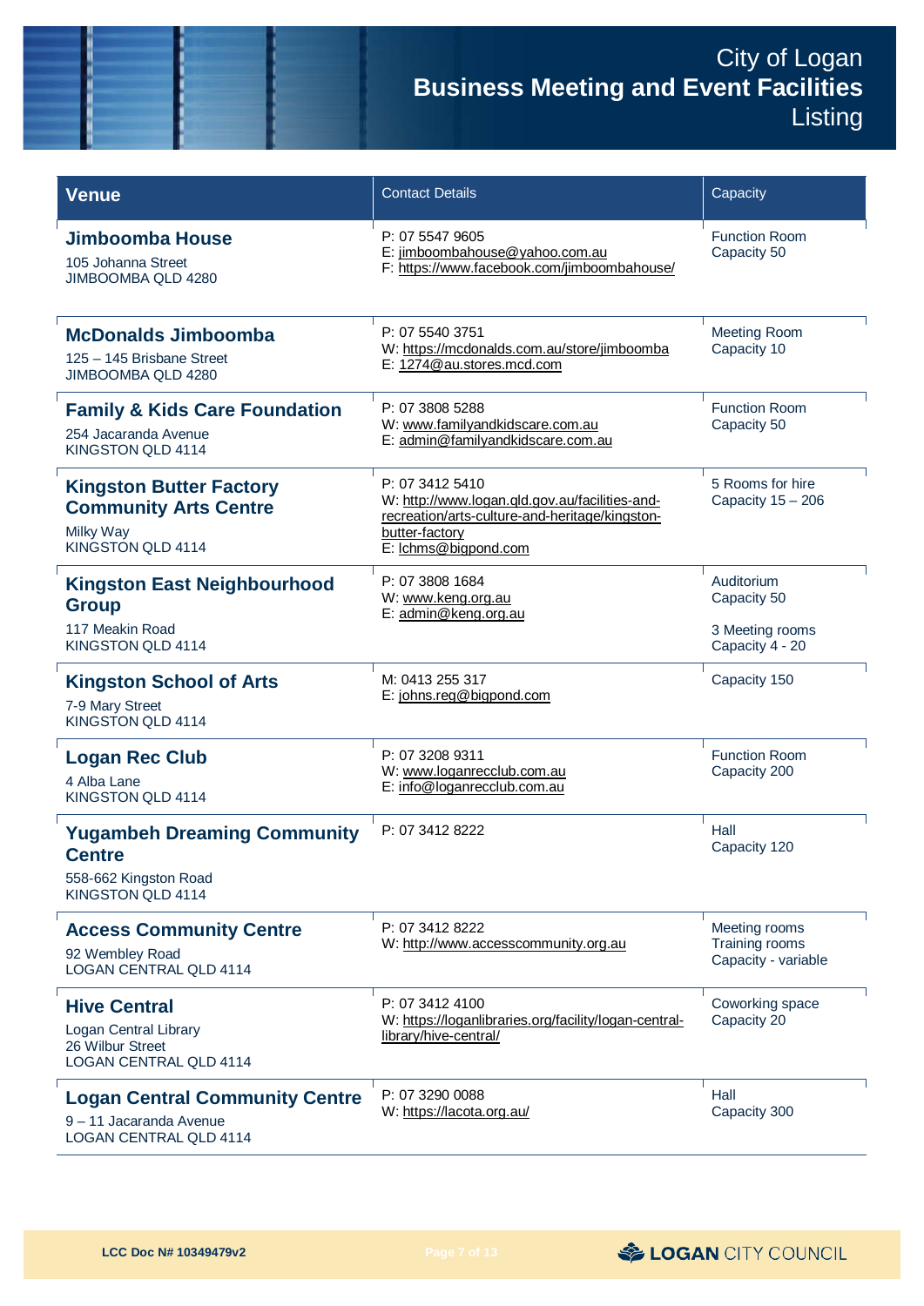# City of Logan
# **Business Meeting and Event Facilities** Listing

| Venue | Contact Details | Capacity |
|---|---|---|
| **Jimboomba House**<br>105 Johanna Street<br>JIMBOOMBA QLD 4280 | P: 07 5547 9605<br>E: jimboombahouse@yahoo.com.au<br>F: https://www.facebook.com/jimboombahouse/ | Function Room<br>Capacity 50 |
| **McDonalds Jimboomba**<br>125 – 145 Brisbane Street<br>JIMBOOMBA QLD 4280 | P: 07 5540 3751<br>W: https://mcdonalds.com.au/store/jimboomba<br>E: 1274@au.stores.mcd.com | Meeting Room<br>Capacity 10 |
| **Family & Kids Care Foundation**<br>254 Jacaranda Avenue<br>KINGSTON QLD 4114 | P: 07 3808 5288<br>W: www.familyandkidscare.com.au<br>E: admin@familyandkidscare.com.au | Function Room<br>Capacity 50 |
| **Kingston Butter Factory Community Arts Centre**<br>Milky Way<br>KINGSTON QLD 4114 | P: 07 3412 5410<br>W: http://www.logan.qld.gov.au/facilities-and-recreation/arts-culture-and-heritage/kingston-butter-factory<br>E: lchms@bigpond.com | 5 Rooms for hire<br>Capacity 15 – 206 |
| **Kingston East Neighbourhood Group**<br>117 Meakin Road<br>KINGSTON QLD 4114 | P: 07 3808 1684<br>W: www.keng.org.au<br>E: admin@keng.org.au | Auditorium<br>Capacity 50<br><br>3 Meeting rooms<br>Capacity 4 - 20 |
| **Kingston School of Arts**<br>7-9 Mary Street<br>KINGSTON QLD 4114 | M: 0413 255 317<br>E: johns.reg@bigpond.com | Capacity 150 |
| **Logan Rec Club**<br>4 Alba Lane<br>KINGSTON QLD 4114 | P: 07 3208 9311<br>W: www.loganrecclub.com.au<br>E: info@loganrecclub.com.au | Function Room<br>Capacity 200 |
| **Yugambeh Dreaming Community Centre**<br>558-662 Kingston Road<br>KINGSTON QLD 4114 | P: 07 3412 8222 | Hall<br>Capacity 120 |
| **Access Community Centre**<br>92 Wembley Road<br>LOGAN CENTRAL QLD 4114 | P: 07 3412 8222<br>W: http://www.accesscommunity.org.au | Meeting rooms<br>Training rooms<br>Capacity - variable |
| **Hive Central**<br>Logan Central Library<br>26 Wilbur Street<br>LOGAN CENTRAL QLD 4114 | P: 07 3412 4100<br>W: https://loganlibraries.org/facility/logan-central-library/hive-central/ | Coworking space<br>Capacity 20 |
| **Logan Central Community Centre**<br>9 – 11 Jacaranda Avenue<br>LOGAN CENTRAL QLD 4114 | P: 07 3290 0088<br>W: https://lacota.org.au/ | Hall<br>Capacity 300 |

LCC Doc N# 10349479v2

LOGAN CITY COUNCIL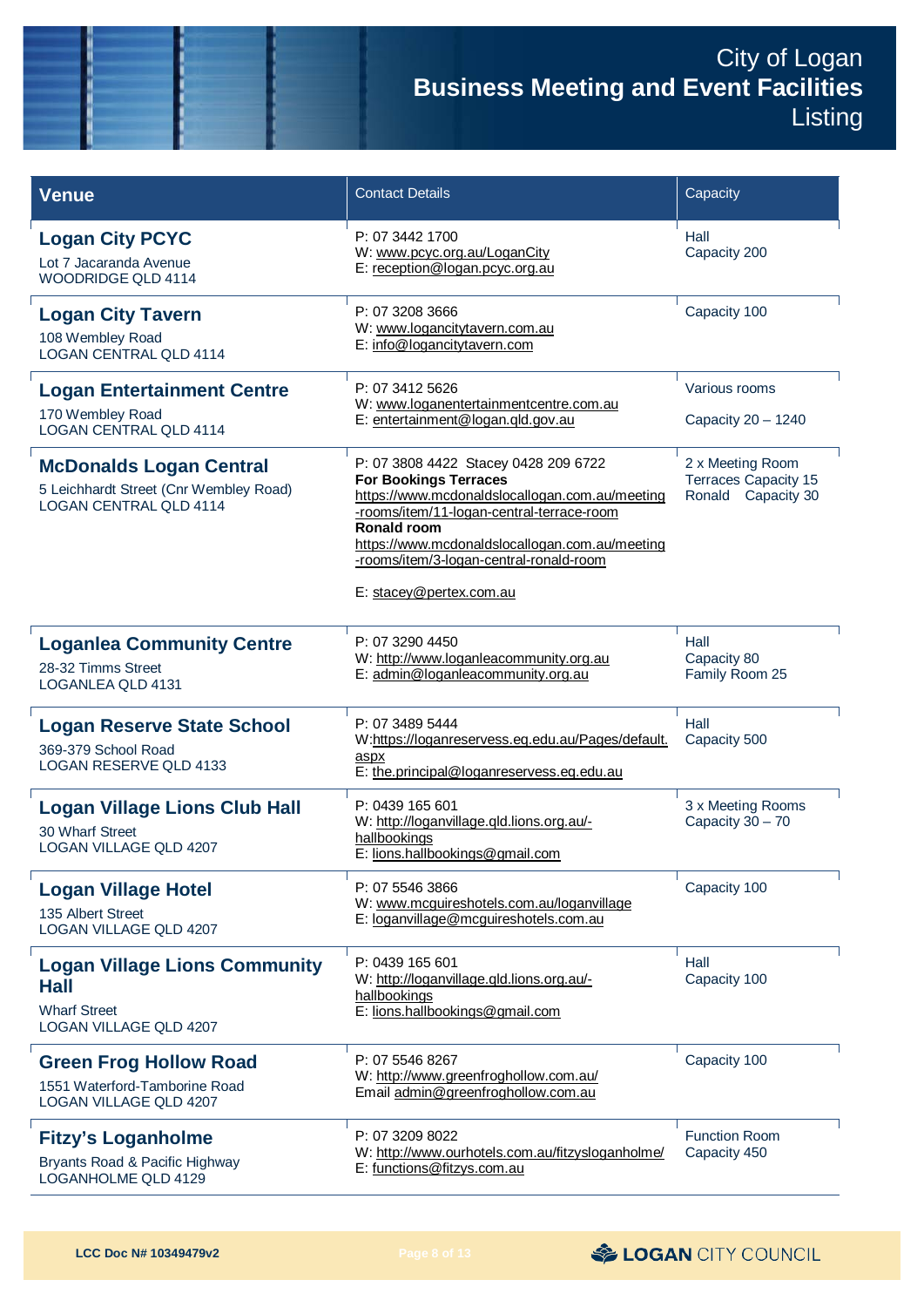| Venue | Contact Details | Capacity |
|---|---|---|
| **Logan City PCYC**<br>Lot 7 Jacaranda Avenue<br>WOODRIDGE QLD 4114 | P: 07 3442 1700<br>W: www.pcyc.org.au/LoganCity<br>E: reception@logan.pcyc.org.au | Hall<br>Capacity 200 |
| **Logan City Tavern**<br>108 Wembley Road<br>LOGAN CENTRAL QLD 4114 | P: 07 3208 3666<br>W: www.logancitytavern.com.au<br>E: info@logancitytavern.com | Capacity 100 |
| **Logan Entertainment Centre**<br>170 Wembley Road<br>LOGAN CENTRAL QLD 4114 | P: 07 3412 5626<br>W: www.loganentertainmentcentre.com.au<br>E: entertainment@logan.qld.gov.au | Various rooms<br><br>Capacity 20 – 1240 |
| **McDonalds Logan Central**<br>5 Leichhardt Street (Cnr Wembley Road)<br>LOGAN CENTRAL QLD 4114 | P: 07 3808 4422 Stacey 0428 209 6722<br>**For Bookings Terraces**<br>https://www.mcdonaldslocallogan.com.au/meeting-rooms/item/11-logan-central-terrace-room<br>**Ronald room**<br>https://www.mcdonaldslocallogan.com.au/meeting-rooms/item/3-logan-central-ronald-room<br><br>E: stacey@pertex.com.au | 2 x Meeting Room<br>Terraces Capacity 15<br>Ronald Capacity 30 |
| **Loganlea Community Centre**<br>28-32 Timms Street<br>LOGANLEA QLD 4131 | P: 07 3290 4450<br>W: http://www.loganleacommunity.org.au<br>E: admin@loganleacommunity.org.au | Hall<br>Capacity 80<br>Family Room 25 |
| **Logan Reserve State School**<br>369-379 School Road<br>LOGAN RESERVE QLD 4133 | P: 07 3489 5444<br>W:https://loganreservess.eq.edu.au/Pages/default.aspx<br>E: the.principal@loganreservess.eq.edu.au | Hall<br>Capacity 500 |
| **Logan Village Lions Club Hall**<br>30 Wharf Street<br>LOGAN VILLAGE QLD 4207 | P: 0439 165 601<br>W: http://loganvillage.qld.lions.org.au/-hallbookings<br>E: lions.hallbookings@gmail.com | 3 x Meeting Rooms<br>Capacity 30 – 70 |
| **Logan Village Hotel**<br>135 Albert Street<br>LOGAN VILLAGE QLD 4207 | P: 07 5546 3866<br>W: www.mcguireshotels.com.au/loganvillage<br>E: loganvillage@mcguireshotels.com.au | Capacity 100 |
| **Logan Village Lions Community Hall**<br>Wharf Street<br>LOGAN VILLAGE QLD 4207 | P: 0439 165 601<br>W: http://loganvillage.qld.lions.org.au/-hallbookings<br>E: lions.hallbookings@gmail.com | Hall<br>Capacity 100 |
| **Green Frog Hollow Road**<br>1551 Waterford-Tamborine Road<br>LOGAN VILLAGE QLD 4207 | P: 07 5546 8267<br>W: http://www.greenfroghollow.com.au/<br>Email admin@greenfroghollow.com.au | Capacity 100 |
| **Fitzy's Loganholme**<br>Bryants Road & Pacific Highway<br>LOGANHOLME QLD 4129 | P: 07 3209 8022<br>W: http://www.ourhotels.com.au/fitzysloganholme/<br>E: functions@fitzys.com.au | Function Room<br>Capacity 450 |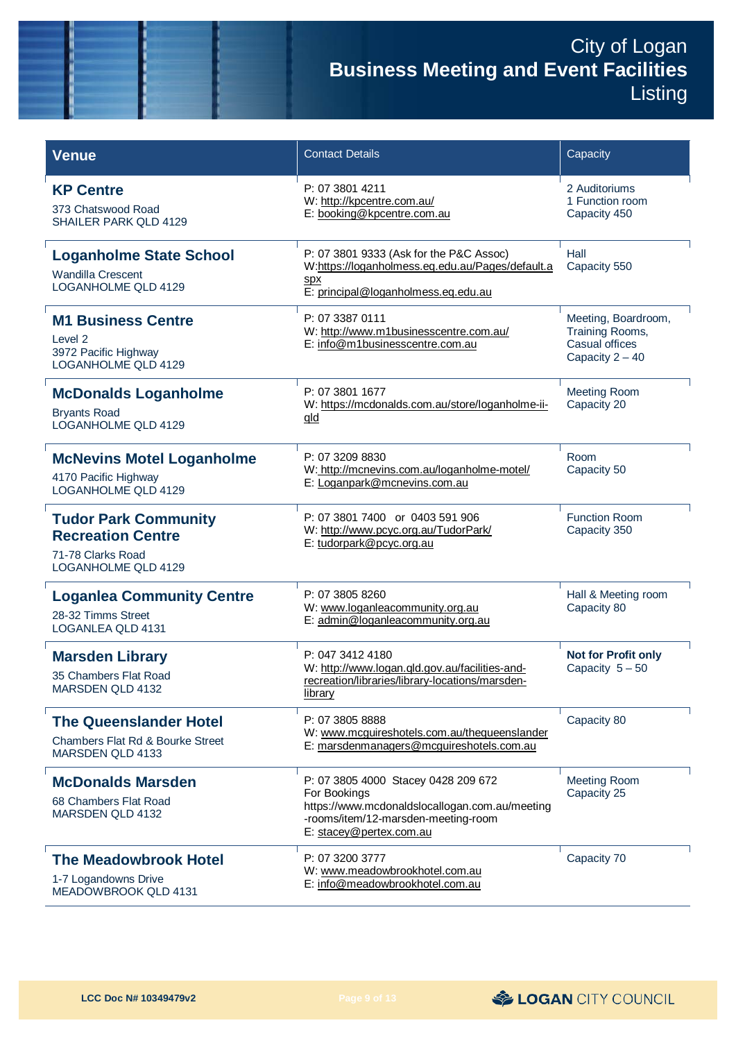# City of Logan
# Business Meeting and Event Facilities Listing

| Venue | Contact Details | Capacity |
|---|---|---|
| **KP Centre**<br>373 Chatswood Road<br>SHAILER PARK QLD 4129 | P: 07 3801 4211<br>W: http://kpcentre.com.au/<br>E: booking@kpcentre.com.au | 2 Auditoriums<br>1 Function room<br>Capacity 450 |
| **Loganholme State School**<br>Wandilla Crescent<br>LOGANHOLME QLD 4129 | P: 07 3801 9333 (Ask for the P&C Assoc)<br>W:https://loganholmess.eq.edu.au/Pages/default.aspx<br>E: principal@loganholmess.eq.edu.au | Hall<br>Capacity 550 |
| **M1 Business Centre**<br>Level 2<br>3972 Pacific Highway<br>LOGANHOLME QLD 4129 | P: 07 3387 0111<br>W: http://www.m1businesscentre.com.au/<br>E: info@m1businesscentre.com.au | Meeting, Boardroom, Training Rooms, Casual offices<br>Capacity 2 – 40 |
| **McDonalds Loganholme**<br>Bryants Road<br>LOGANHOLME QLD 4129 | P: 07 3801 1677<br>W: https://mcdonalds.com.au/store/loganholme-ii-qld | Meeting Room<br>Capacity 20 |
| **McNevins Motel Loganholme**<br>4170 Pacific Highway<br>LOGANHOLME QLD 4129 | P: 07 3209 8830<br>W: http://mcnevins.com.au/loganholme-motel/<br>E: Loganpark@mcnevins.com.au | Room<br>Capacity 50 |
| **Tudor Park Community Recreation Centre**<br>71-78 Clarks Road<br>LOGANHOLME QLD 4129 | P: 07 3801 7400 or 0403 591 906<br>W: http://www.pcyc.org.au/TudorPark/<br>E: tudorpark@pcyc.org.au | Function Room<br>Capacity 350 |
| **Loganlea Community Centre**<br>28-32 Timms Street<br>LOGANLEA QLD 4131 | P: 07 3805 8260<br>W: www.loganleacommunity.org.au<br>E: admin@loganleacommunity.org.au | Hall & Meeting room<br>Capacity 80 |
| **Marsden Library**<br>35 Chambers Flat Road<br>MARSDEN QLD 4132 | P: 047 3412 4180<br>W: http://www.logan.qld.gov.au/facilities-and-recreation/libraries/library-locations/marsden-library | **Not for Profit only**<br>Capacity 5 – 50 |
| **The Queenslander Hotel**<br>Chambers Flat Rd & Bourke Street<br>MARSDEN QLD 4133 | P: 07 3805 8888<br>W: www.mcguireshotels.com.au/thequeenslander<br>E: marsdenmanagers@mcguireshotels.com.au | Capacity 80 |
| **McDonalds Marsden**<br>68 Chambers Flat Road<br>MARSDEN QLD 4132 | P: 07 3805 4000 Stacey 0428 209 672<br>For Bookings<br>https://www.mcdonaldslocallogan.com.au/meeting-rooms/item/12-marsden-meeting-room<br>E: stacey@pertex.com.au | Meeting Room<br>Capacity 25 |
| **The Meadowbrook Hotel**<br>1-7 Logandowns Drive<br>MEADOWBROOK QLD 4131 | P: 07 3200 3777<br>W: www.meadowbrookhotel.com.au<br>E: info@meadowbrookhotel.com.au | Capacity 70 |

LCC Doc N# 10349479v2

LOGAN CITY COUNCIL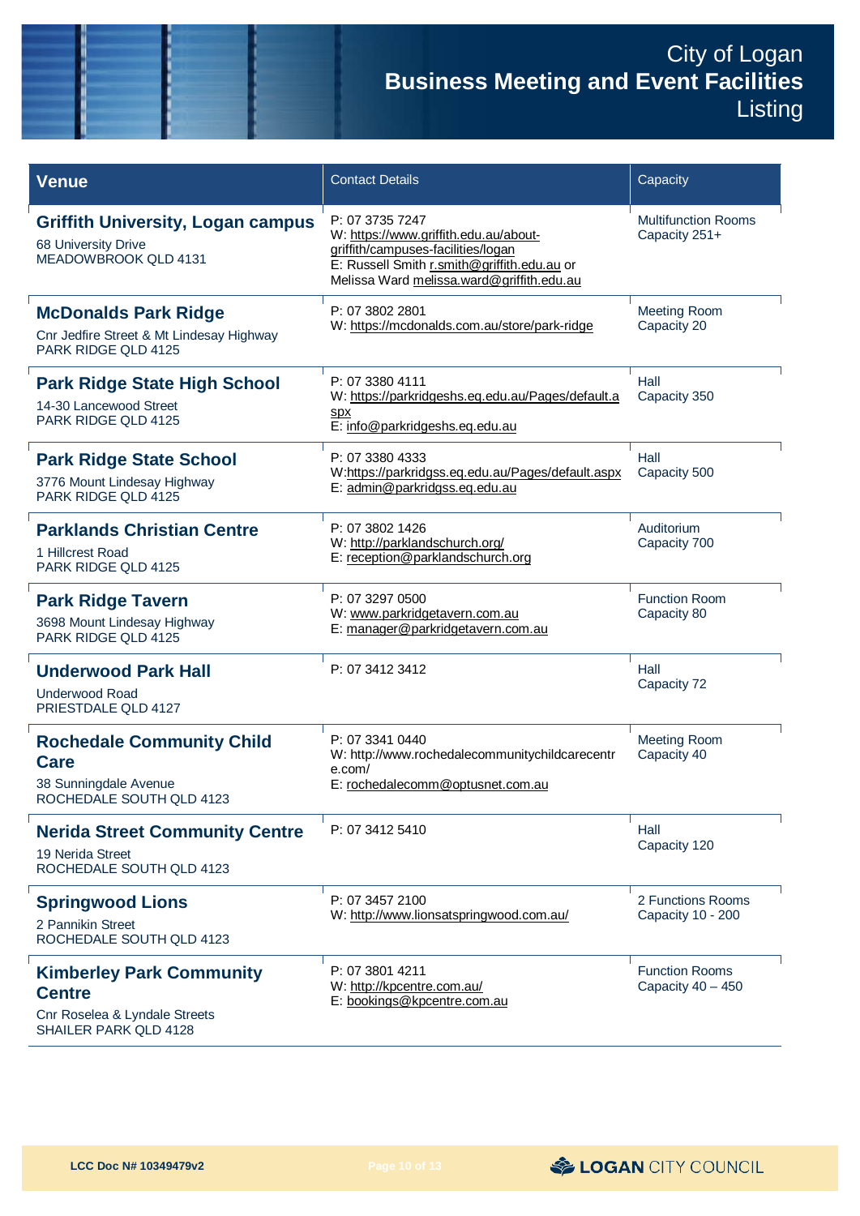# City of Logan
# Business Meeting and Event Facilities Listing

| Venue | Contact Details | Capacity |
| --- | --- | --- |
| **Griffith University, Logan campus**<br>68 University Drive<br>MEADOWBROOK QLD 4131 | P: 07 3735 7247<br>W: https://www.griffith.edu.au/about-griffith/campuses-facilities/logan<br>E: Russell Smith r.smith@griffith.edu.au or Melissa Ward melissa.ward@griffith.edu.au | Multifunction Rooms<br>Capacity 251+ |
| **McDonalds Park Ridge**<br>Cnr Jedfire Street & Mt Lindesay Highway<br>PARK RIDGE QLD 4125 | P: 07 3802 2801<br>W: https://mcdonalds.com.au/store/park-ridge | Meeting Room<br>Capacity 20 |
| **Park Ridge State High School**<br>14-30 Lancewood Street<br>PARK RIDGE QLD 4125 | P: 07 3380 4111<br>W: https://parkridgeshs.eq.edu.au/Pages/default.aspx<br>E: info@parkridgeshs.eq.edu.au | Hall<br>Capacity 350 |
| **Park Ridge State School**<br>3776 Mount Lindesay Highway<br>PARK RIDGE QLD 4125 | P: 07 3380 4333<br>W:https://parkridgss.eq.edu.au/Pages/default.aspx<br>E: admin@parkridgss.eq.edu.au | Hall<br>Capacity 500 |
| **Parklands Christian Centre**<br>1 Hillcrest Road<br>PARK RIDGE QLD 4125 | P: 07 3802 1426<br>W: http://parklandschurch.org/<br>E: reception@parklandschurch.org | Auditorium<br>Capacity 700 |
| **Park Ridge Tavern**<br>3698 Mount Lindesay Highway<br>PARK RIDGE QLD 4125 | P: 07 3297 0500<br>W: www.parkridgetavern.com.au<br>E: manager@parkridgetavern.com.au | Function Room<br>Capacity 80 |
| **Underwood Park Hall**<br>Underwood Road<br>PRIESTDALE QLD 4127 | P: 07 3412 3412 | Hall<br>Capacity 72 |
| **Rochedale Community Child Care**<br>38 Sunningdale Avenue<br>ROCHEDALE SOUTH QLD 4123 | P: 07 3341 0440<br>W: http://www.rochedalecommunitychildcarecentre.com/<br>E: rochedalecomm@optusnet.com.au | Meeting Room<br>Capacity 40 |
| **Nerida Street Community Centre**<br>19 Nerida Street<br>ROCHEDALE SOUTH QLD 4123 | P: 07 3412 5410 | Hall<br>Capacity 120 |
| **Springwood Lions**<br>2 Pannikin Street<br>ROCHEDALE SOUTH QLD 4123 | P: 07 3457 2100<br>W: http://www.lionsatspringwood.com.au/ | 2 Functions Rooms<br>Capacity 10 - 200 |
| **Kimberley Park Community Centre**<br>Cnr Roselea & Lyndale Streets<br>SHAILER PARK QLD 4128 | P: 07 3801 4211<br>W: http://kpcentre.com.au/<br>E: bookings@kpcentre.com.au | Function Rooms<br>Capacity 40 – 450 |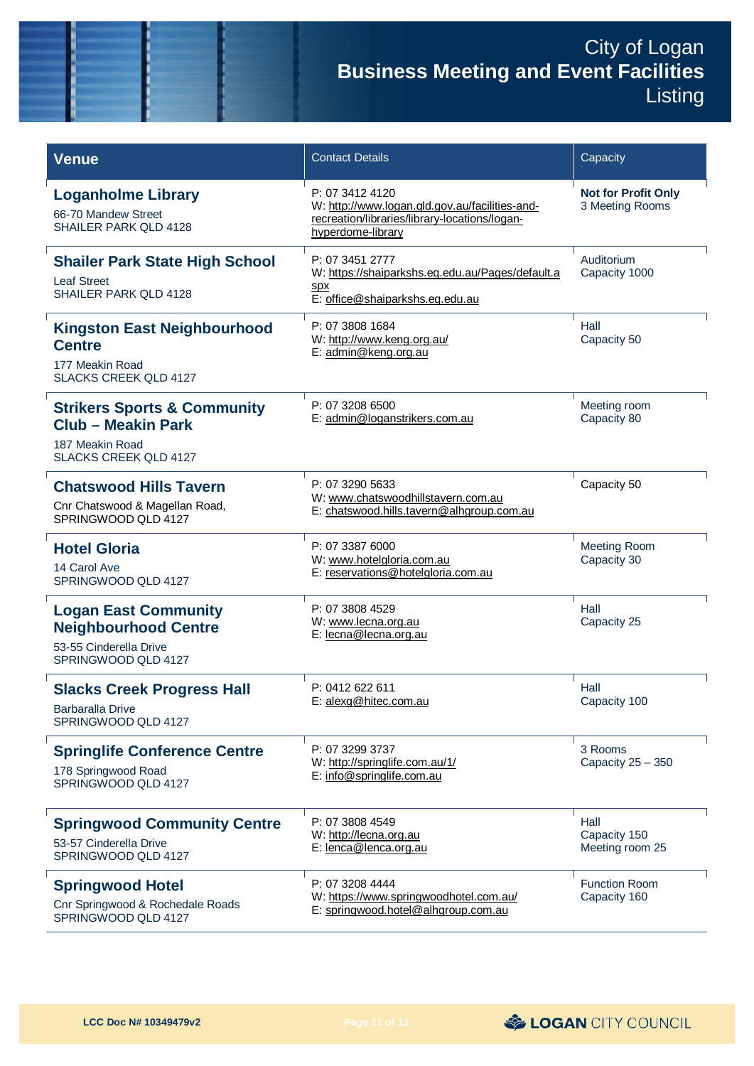| Venue | Contact Details | Capacity |
|---|---|---|
| **Loganholme Library**<br>66-70 Mandew Street<br>SHAILER PARK QLD 4128 | P: 07 3412 4120<br>W: http://www.logan.qld.gov.au/facilities-and-recreation/libraries/library-locations/logan-hyperdome-library | **Not for Profit Only**<br>3 Meeting Rooms |
| **Shailer Park State High School**<br>Leaf Street<br>SHAILER PARK QLD 4128 | P: 07 3451 2777<br>W: https://shaiparkshs.eq.edu.au/Pages/default.aspx<br>E: office@shaiparkshs.eq.edu.au | Auditorium<br>Capacity 1000 |
| **Kingston East Neighbourhood Centre**<br>177 Meakin Road<br>SLACKS CREEK QLD 4127 | P: 07 3808 1684<br>W: http://www.keng.org.au/<br>E: admin@keng.org.au | Hall<br>Capacity 50 |
| **Strikers Sports & Community Club – Meakin Park**<br>187 Meakin Road<br>SLACKS CREEK QLD 4127 | P: 07 3208 6500<br>E: admin@loganstrikers.com.au | Meeting room<br>Capacity 80 |
| **Chatswood Hills Tavern**<br>Cnr Chatswood & Magellan Road,<br>SPRINGWOOD QLD 4127 | P: 07 3290 5633<br>W: www.chatswoodhillstavern.com.au<br>E: chatswood.hills.tavern@alhgroup.com.au | Capacity 50 |
| **Hotel Gloria**<br>14 Carol Ave<br>SPRINGWOOD QLD 4127 | P: 07 3387 6000<br>W: www.hotelgloria.com.au<br>E: reservations@hotelgloria.com.au | Meeting Room<br>Capacity 30 |
| **Logan East Community Neighbourhood Centre**<br>53-55 Cinderella Drive<br>SPRINGWOOD QLD 4127 | P: 07 3808 4529<br>W: www.lecna.org.au<br>E: lecna@lecna.org.au | Hall<br>Capacity 25 |
| **Slacks Creek Progress Hall**<br>Barbaralla Drive<br>SPRINGWOOD QLD 4127 | P: 0412 622 611<br>E: alexg@hitec.com.au | Hall<br>Capacity 100 |
| **Springlife Conference Centre**<br>178 Springwood Road<br>SPRINGWOOD QLD 4127 | P: 07 3299 3737<br>W: http://springlife.com.au/1/<br>E: info@springlife.com.au | 3 Rooms<br>Capacity 25 – 350 |
| **Springwood Community Centre**<br>53-57 Cinderella Drive<br>SPRINGWOOD QLD 4127 | P: 07 3808 4549<br>W: http://lecna.org.au<br>E: lenca@lenca.org.au | Hall<br>Capacity 150<br>Meeting room 25 |
| **Springwood Hotel**<br>Cnr Springwood & Rochedale Roads<br>SPRINGWOOD QLD 4127 | P: 07 3208 4444<br>W: https://www.springwoodhotel.com.au/<br>E: springwood.hotel@alhgroup.com.au | Function Room<br>Capacity 160 |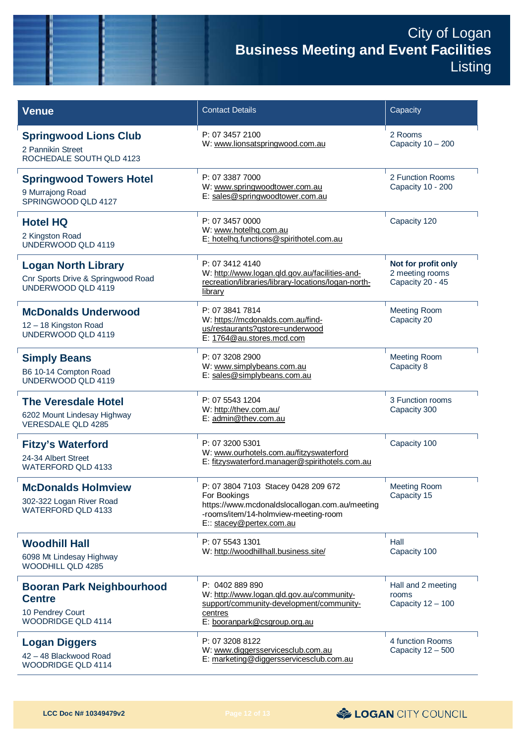# City of Logan
## Business Meeting and Event Facilities Listing

| Venue | Contact Details | Capacity |
| --- | --- | --- |
| **Springwood Lions Club**<br>2 Pannikin Street<br>ROCHEDALE SOUTH QLD 4123 | P: 07 3457 2100<br>W: www.lionsatspringwood.com.au | 2 Rooms<br>Capacity 10 – 200 |
| **Springwood Towers Hotel**<br>9 Murrajong Road<br>SPRINGWOOD QLD 4127 | P: 07 3387 7000<br>W: www.springwoodtower.com.au<br>E: sales@springwoodtower.com.au | 2 Function Rooms<br>Capacity 10 - 200 |
| **Hotel HQ**<br>2 Kingston Road<br>UNDERWOOD QLD 4119 | P: 07 3457 0000<br>W: www.hotelhq.com.au<br>E: hotelhq.functions@spirithotel.com.au | Capacity 120 |
| **Logan North Library**<br>Cnr Sports Drive & Springwood Road<br>UNDERWOOD QLD 4119 | P: 07 3412 4140<br>W: http://www.logan.qld.gov.au/facilities-and-recreation/libraries/library-locations/logan-north-library | **Not for profit only**<br>2 meeting rooms<br>Capacity 20 - 45 |
| **McDonalds Underwood**<br>12 – 18 Kingston Road<br>UNDERWOOD QLD 4119 | P: 07 3841 7814<br>W: https://mcdonalds.com.au/find-us/restaurants?qstore=underwood<br>E: 1764@au.stores.mcd.com | Meeting Room<br>Capacity 20 |
| **Simply Beans**<br>B6 10-14 Compton Road<br>UNDERWOOD QLD 4119 | P: 07 3208 2900<br>W: www.simplybeans.com.au<br>E: sales@simplybeans.com.au | Meeting Room<br>Capacity 8 |
| **The Veresdale Hotel**<br>6202 Mount Lindesay Highway<br>VERESDALE QLD 4285 | P: 07 5543 1204<br>W: http://thev.com.au/<br>E: admin@thev.com.au | 3 Function rooms<br>Capacity 300 |
| **Fitzy's Waterford**<br>24-34 Albert Street<br>WATERFORD QLD 4133 | P: 07 3200 5301<br>W: www.ourhotels.com.au/fitzyswaterford<br>E: fitzyswaterford.manager@spirithotels.com.au | Capacity 100 |
| **McDonalds Holmview**<br>302-322 Logan River Road<br>WATERFORD QLD 4133 | P: 07 3804 7103 Stacey 0428 209 672<br>For Bookings<br>https://www.mcdonaldslocallogan.com.au/meeting-rooms/item/14-holmview-meeting-room<br>E:: stacey@pertex.com.au | Meeting Room<br>Capacity 15 |
| **Woodhill Hall**<br>6098 Mt Lindesay Highway<br>WOODHILL QLD 4285 | P: 07 5543 1301<br>W: http://woodhillhall.business.site/ | Hall<br>Capacity 100 |
| **Booran Park Neighbourhood Centre**<br>10 Pendrey Court<br>WOODRIDGE QLD 4114 | P: 0402 889 890<br>W: http://www.logan.qld.gov.au/community-support/community-development/community-centres<br>E: booranpark@csgroup.org.au | Hall and 2 meeting rooms<br>Capacity 12 – 100 |
| **Logan Diggers**<br>42 – 48 Blackwood Road<br>WOODRIDGE QLD 4114 | P: 07 3208 8122<br>W: www.diggersservicesclub.com.au<br>E: marketing@diggersservicesclub.com.au | 4 function Rooms<br>Capacity 12 – 500 |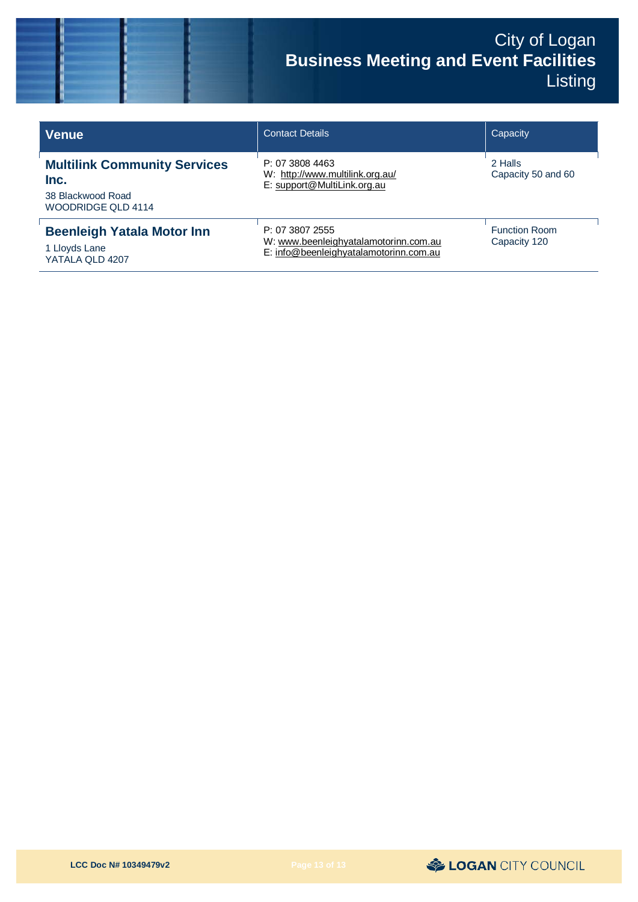| Venue | Contact Details | Capacity |
|---|---|---|
| **Multilink Community Services Inc.**<br>38 Blackwood Road<br>WOODRIDGE QLD 4114 | P: 07 3808 4463<br>W: http://www.multilink.org.au/<br>E: support@MultiLink.org.au | 2 Halls<br>Capacity 50 and 60 |
| **Beenleigh Yatala Motor Inn**<br>1 Lloyds Lane<br>YATALA QLD 4207 | P: 07 3807 2555<br>W: www.beenleighyatalamotorinn.com.au<br>E: info@beenleighyatalamotorinn.com.au | Function Room<br>Capacity 120 |